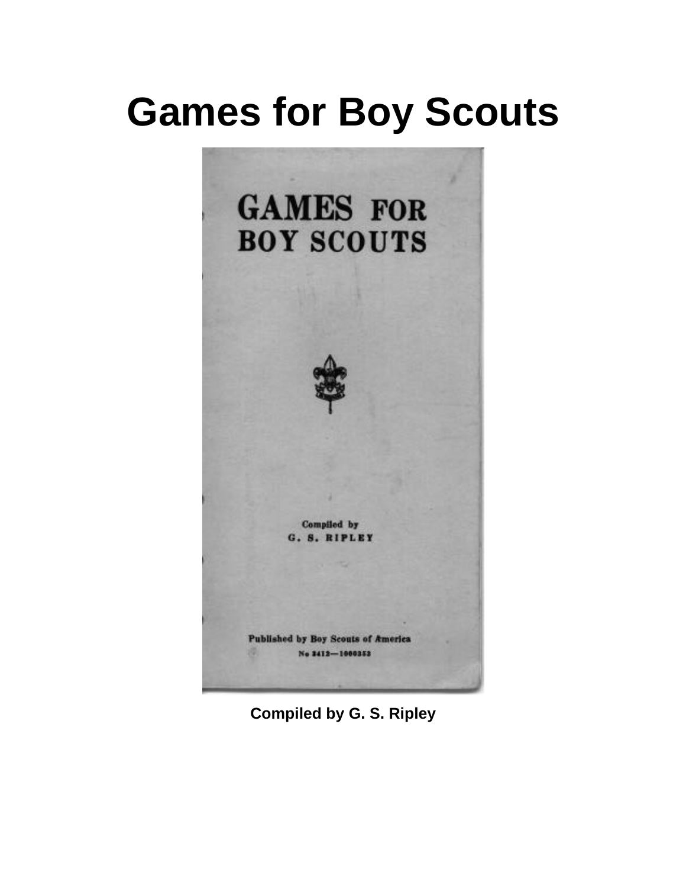# Games for Boy Scouts

GAMES FOR BOY SCOUTS

Compiled by
G. S. RIPLEY

Published by Boy Scouts of America
No 3412—1000353

**Compiled by G. S. Ripley**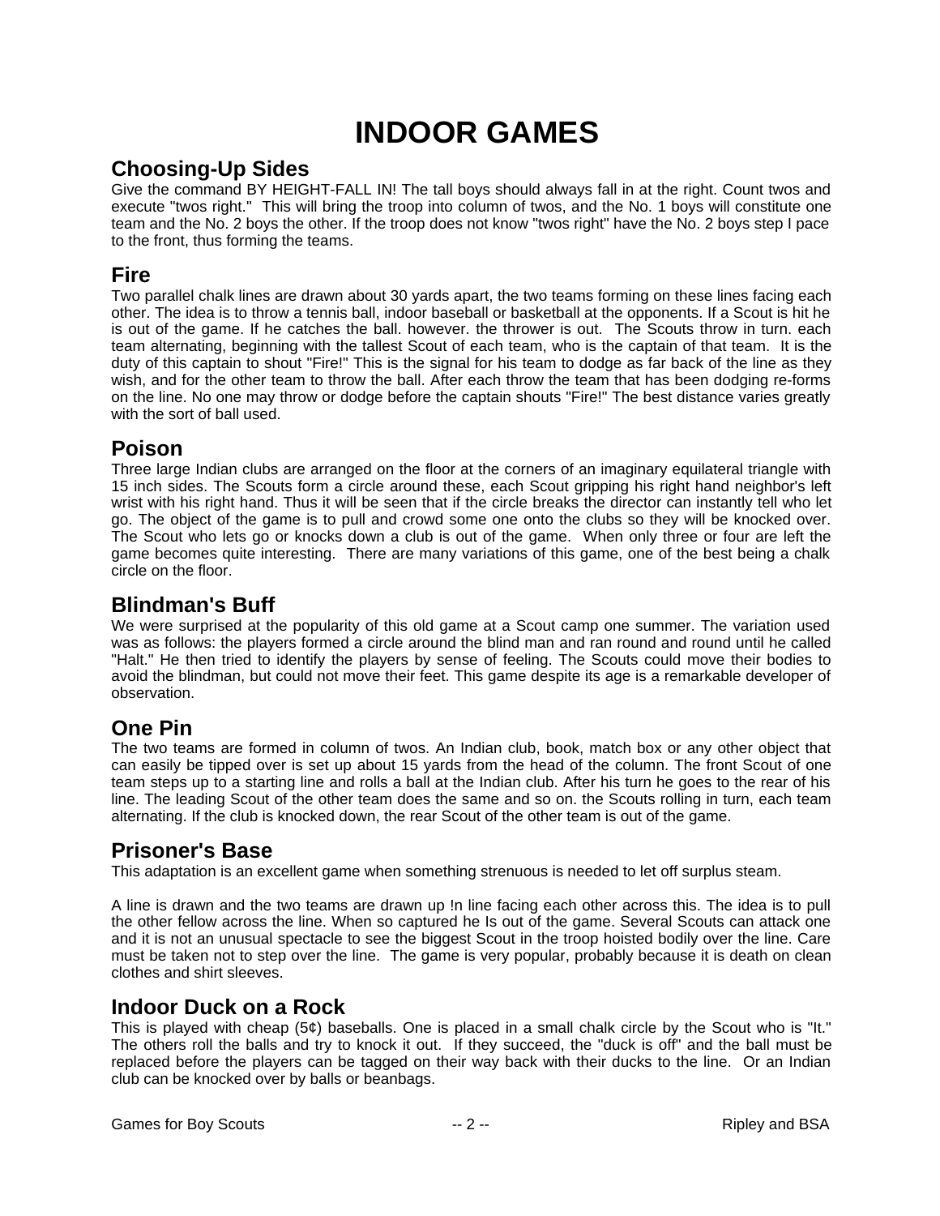# INDOOR GAMES

## Choosing-Up Sides

Give the command BY HEIGHT-FALL IN! The tall boys should always fall in at the right. Count twos and execute "twos right." This will bring the troop into column of twos, and the No. 1 boys will constitute one team and the No. 2 boys the other. If the troop does not know "twos right" have the No. 2 boys step I pace to the front, thus forming the teams.

## Fire

Two parallel chalk lines are drawn about 30 yards apart, the two teams forming on these lines facing each other. The idea is to throw a tennis ball, indoor baseball or basketball at the opponents. If a Scout is hit he is out of the game. If he catches the ball. however. the thrower is out. The Scouts throw in turn. each team alternating, beginning with the tallest Scout of each team, who is the captain of that team. It is the duty of this captain to shout "Fire!" This is the signal for his team to dodge as far back of the line as they wish, and for the other team to throw the ball. After each throw the team that has been dodging re-forms on the line. No one may throw or dodge before the captain shouts "Fire!" The best distance varies greatly with the sort of ball used.

## Poison

Three large Indian clubs are arranged on the floor at the corners of an imaginary equilateral triangle with 15 inch sides. The Scouts form a circle around these, each Scout gripping his right hand neighbor's left wrist with his right hand. Thus it will be seen that if the circle breaks the director can instantly tell who let go. The object of the game is to pull and crowd some one onto the clubs so they will be knocked over. The Scout who lets go or knocks down a club is out of the game. When only three or four are left the game becomes quite interesting. There are many variations of this game, one of the best being a chalk circle on the floor.

## Blindman's Buff

We were surprised at the popularity of this old game at a Scout camp one summer. The variation used was as follows: the players formed a circle around the blind man and ran round and round until he called "Halt." He then tried to identify the players by sense of feeling. The Scouts could move their bodies to avoid the blindman, but could not move their feet. This game despite its age is a remarkable developer of observation.

## One Pin

The two teams are formed in column of twos. An Indian club, book, match box or any other object that can easily be tipped over is set up about 15 yards from the head of the column. The front Scout of one team steps up to a starting line and rolls a ball at the Indian club. After his turn he goes to the rear of his line. The leading Scout of the other team does the same and so on. the Scouts rolling in turn, each team alternating. If the club is knocked down, the rear Scout of the other team is out of the game.

## Prisoner's Base

This adaptation is an excellent game when something strenuous is needed to let off surplus steam.

A line is drawn and the two teams are drawn up !n line facing each other across this. The idea is to pull the other fellow across the line. When so captured he Is out of the game. Several Scouts can attack one and it is not an unusual spectacle to see the biggest Scout in the troop hoisted bodily over the line. Care must be taken not to step over the line. The game is very popular, probably because it is death on clean clothes and shirt sleeves.

## Indoor Duck on a Rock

This is played with cheap (5¢) baseballs. One is placed in a small chalk circle by the Scout who is "It." The others roll the balls and try to knock it out. If they succeed, the "duck is off" and the ball must be replaced before the players can be tagged on their way back with their ducks to the line. Or an Indian club can be knocked over by balls or beanbags.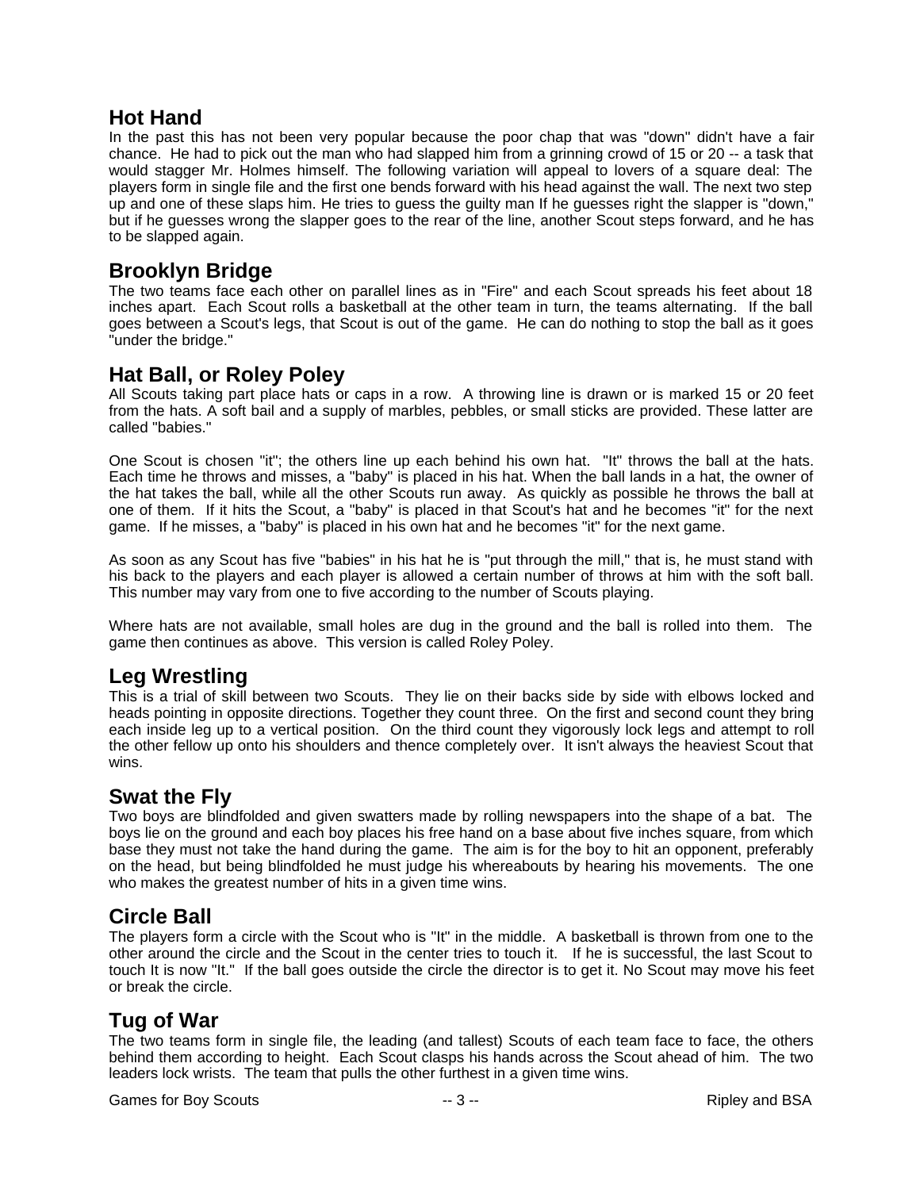## Hot Hand

In the past this has not been very popular because the poor chap that was "down" didn't have a fair chance. He had to pick out the man who had slapped him from a grinning crowd of 15 or 20 -- a task that would stagger Mr. Holmes himself. The following variation will appeal to lovers of a square deal: The players form in single file and the first one bends forward with his head against the wall. The next two step up and one of these slaps him. He tries to guess the guilty man If he guesses right the slapper is "down," but if he guesses wrong the slapper goes to the rear of the line, another Scout steps forward, and he has to be slapped again.

## Brooklyn Bridge

The two teams face each other on parallel lines as in "Fire" and each Scout spreads his feet about 18 inches apart. Each Scout rolls a basketball at the other team in turn, the teams alternating. If the ball goes between a Scout's legs, that Scout is out of the game. He can do nothing to stop the ball as it goes "under the bridge."

## Hat Ball, or Roley Poley

All Scouts taking part place hats or caps in a row. A throwing line is drawn or is marked 15 or 20 feet from the hats. A soft bail and a supply of marbles, pebbles, or small sticks are provided. These latter are called "babies."

One Scout is chosen "it"; the others line up each behind his own hat. "It" throws the ball at the hats. Each time he throws and misses, a "baby" is placed in his hat. When the ball lands in a hat, the owner of the hat takes the ball, while all the other Scouts run away. As quickly as possible he throws the ball at one of them. If it hits the Scout, a "baby" is placed in that Scout's hat and he becomes "it" for the next game. If he misses, a "baby" is placed in his own hat and he becomes "it" for the next game.

As soon as any Scout has five "babies" in his hat he is "put through the mill," that is, he must stand with his back to the players and each player is allowed a certain number of throws at him with the soft ball. This number may vary from one to five according to the number of Scouts playing.

Where hats are not available, small holes are dug in the ground and the ball is rolled into them. The game then continues as above. This version is called Roley Poley.

## Leg Wrestling

This is a trial of skill between two Scouts. They lie on their backs side by side with elbows locked and heads pointing in opposite directions. Together they count three. On the first and second count they bring each inside leg up to a vertical position. On the third count they vigorously lock legs and attempt to roll the other fellow up onto his shoulders and thence completely over. It isn't always the heaviest Scout that wins.

## Swat the Fly

Two boys are blindfolded and given swatters made by rolling newspapers into the shape of a bat. The boys lie on the ground and each boy places his free hand on a base about five inches square, from which base they must not take the hand during the game. The aim is for the boy to hit an opponent, preferably on the head, but being blindfolded he must judge his whereabouts by hearing his movements. The one who makes the greatest number of hits in a given time wins.

## Circle Ball

The players form a circle with the Scout who is "It" in the middle. A basketball is thrown from one to the other around the circle and the Scout in the center tries to touch it. If he is successful, the last Scout to touch It is now "It." If the ball goes outside the circle the director is to get it. No Scout may move his feet or break the circle.

## Tug of War

The two teams form in single file, the leading (and tallest) Scouts of each team face to face, the others behind them according to height. Each Scout clasps his hands across the Scout ahead of him. The two leaders lock wrists. The team that pulls the other furthest in a given time wins.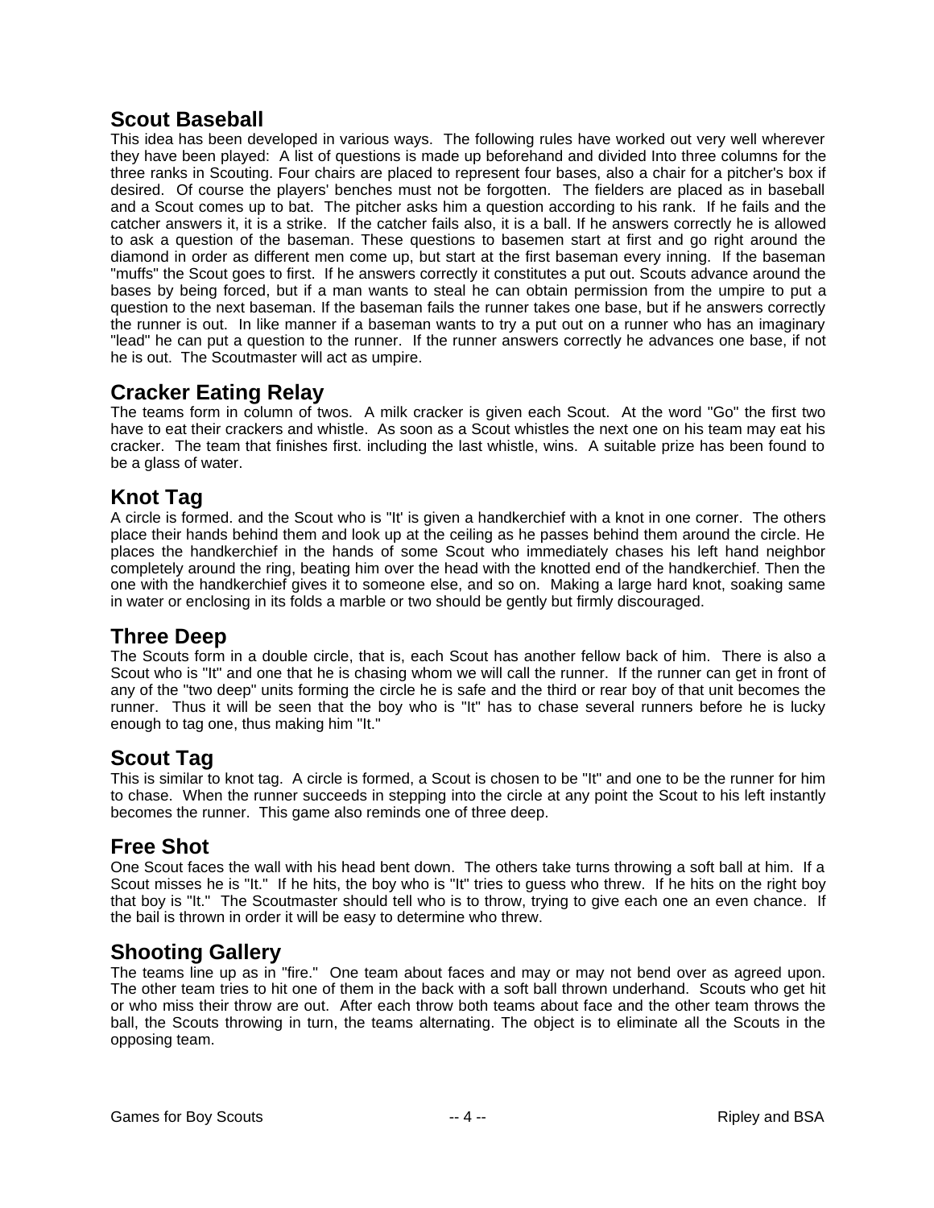## Scout Baseball

This idea has been developed in various ways. The following rules have worked out very well wherever they have been played: A list of questions is made up beforehand and divided Into three columns for the three ranks in Scouting. Four chairs are placed to represent four bases, also a chair for a pitcher's box if desired. Of course the players' benches must not be forgotten. The fielders are placed as in baseball and a Scout comes up to bat. The pitcher asks him a question according to his rank. If he fails and the catcher answers it, it is a strike. If the catcher fails also, it is a ball. If he answers correctly he is allowed to ask a question of the baseman. These questions to basemen start at first and go right around the diamond in order as different men come up, but start at the first baseman every inning. If the baseman "muffs" the Scout goes to first. If he answers correctly it constitutes a put out. Scouts advance around the bases by being forced, but if a man wants to steal he can obtain permission from the umpire to put a question to the next baseman. If the baseman fails the runner takes one base, but if he answers correctly the runner is out. In like manner if a baseman wants to try a put out on a runner who has an imaginary "lead" he can put a question to the runner. If the runner answers correctly he advances one base, if not he is out. The Scoutmaster will act as umpire.

## Cracker Eating Relay

The teams form in column of twos. A milk cracker is given each Scout. At the word "Go" the first two have to eat their crackers and whistle. As soon as a Scout whistles the next one on his team may eat his cracker. The team that finishes first. including the last whistle, wins. A suitable prize has been found to be a glass of water.

## Knot Tag

A circle is formed. and the Scout who is "It' is given a handkerchief with a knot in one corner. The others place their hands behind them and look up at the ceiling as he passes behind them around the circle. He places the handkerchief in the hands of some Scout who immediately chases his left hand neighbor completely around the ring, beating him over the head with the knotted end of the handkerchief. Then the one with the handkerchief gives it to someone else, and so on. Making a large hard knot, soaking same in water or enclosing in its folds a marble or two should be gently but firmly discouraged.

## Three Deep

The Scouts form in a double circle, that is, each Scout has another fellow back of him. There is also a Scout who is "It" and one that he is chasing whom we will call the runner. If the runner can get in front of any of the "two deep" units forming the circle he is safe and the third or rear boy of that unit becomes the runner. Thus it will be seen that the boy who is "It" has to chase several runners before he is lucky enough to tag one, thus making him "It."

## Scout Tag

This is similar to knot tag. A circle is formed, a Scout is chosen to be "It" and one to be the runner for him to chase. When the runner succeeds in stepping into the circle at any point the Scout to his left instantly becomes the runner. This game also reminds one of three deep.

## Free Shot

One Scout faces the wall with his head bent down. The others take turns throwing a soft ball at him. If a Scout misses he is "It." If he hits, the boy who is "It" tries to guess who threw. If he hits on the right boy that boy is "It." The Scoutmaster should tell who is to throw, trying to give each one an even chance. If the bail is thrown in order it will be easy to determine who threw.

## Shooting Gallery

The teams line up as in "fire." One team about faces and may or may not bend over as agreed upon. The other team tries to hit one of them in the back with a soft ball thrown underhand. Scouts who get hit or who miss their throw are out. After each throw both teams about face and the other team throws the ball, the Scouts throwing in turn, the teams alternating. The object is to eliminate all the Scouts in the opposing team.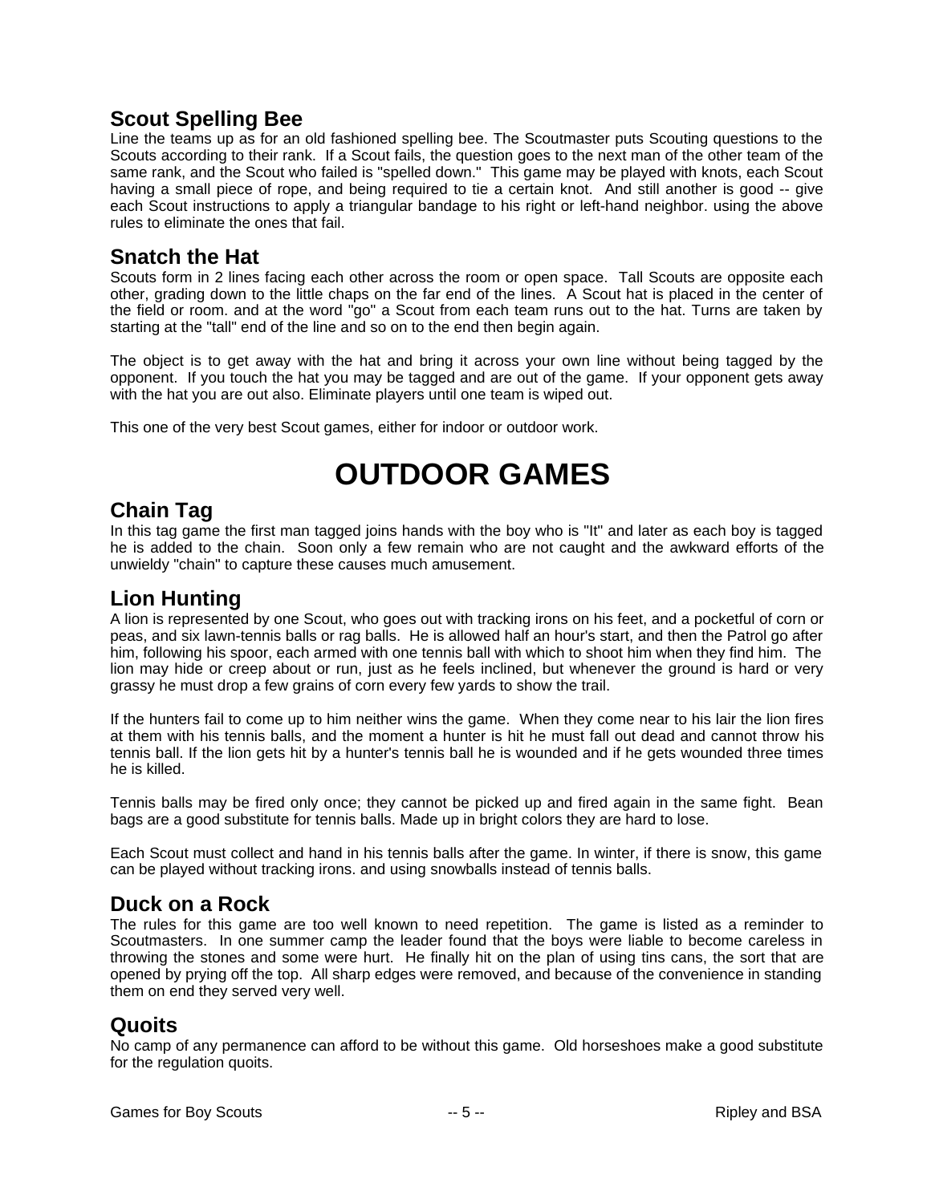## Scout Spelling Bee

Line the teams up as for an old fashioned spelling bee. The Scoutmaster puts Scouting questions to the Scouts according to their rank. If a Scout fails, the question goes to the next man of the other team of the same rank, and the Scout who failed is "spelled down." This game may be played with knots, each Scout having a small piece of rope, and being required to tie a certain knot. And still another is good -- give each Scout instructions to apply a triangular bandage to his right or left-hand neighbor. using the above rules to eliminate the ones that fail.

## Snatch the Hat

Scouts form in 2 lines facing each other across the room or open space. Tall Scouts are opposite each other, grading down to the little chaps on the far end of the lines. A Scout hat is placed in the center of the field or room. and at the word "go" a Scout from each team runs out to the hat. Turns are taken by starting at the "tall" end of the line and so on to the end then begin again.

The object is to get away with the hat and bring it across your own line without being tagged by the opponent. If you touch the hat you may be tagged and are out of the game. If your opponent gets away with the hat you are out also. Eliminate players until one team is wiped out.

This one of the very best Scout games, either for indoor or outdoor work.

# OUTDOOR GAMES

## Chain Tag

In this tag game the first man tagged joins hands with the boy who is "It" and later as each boy is tagged he is added to the chain. Soon only a few remain who are not caught and the awkward efforts of the unwieldy "chain" to capture these causes much amusement.

## Lion Hunting

A lion is represented by one Scout, who goes out with tracking irons on his feet, and a pocketful of corn or peas, and six lawn-tennis balls or rag balls. He is allowed half an hour's start, and then the Patrol go after him, following his spoor, each armed with one tennis ball with which to shoot him when they find him. The lion may hide or creep about or run, just as he feels inclined, but whenever the ground is hard or very grassy he must drop a few grains of corn every few yards to show the trail.

If the hunters fail to come up to him neither wins the game. When they come near to his lair the lion fires at them with his tennis balls, and the moment a hunter is hit he must fall out dead and cannot throw his tennis ball. If the lion gets hit by a hunter's tennis ball he is wounded and if he gets wounded three times he is killed.

Tennis balls may be fired only once; they cannot be picked up and fired again in the same fight. Bean bags are a good substitute for tennis balls. Made up in bright colors they are hard to lose.

Each Scout must collect and hand in his tennis balls after the game. In winter, if there is snow, this game can be played without tracking irons. and using snowballs instead of tennis balls.

## Duck on a Rock

The rules for this game are too well known to need repetition. The game is listed as a reminder to Scoutmasters. In one summer camp the leader found that the boys were liable to become careless in throwing the stones and some were hurt. He finally hit on the plan of using tins cans, the sort that are opened by prying off the top. All sharp edges were removed, and because of the convenience in standing them on end they served very well.

## Quoits

No camp of any permanence can afford to be without this game. Old horseshoes make a good substitute for the regulation quoits.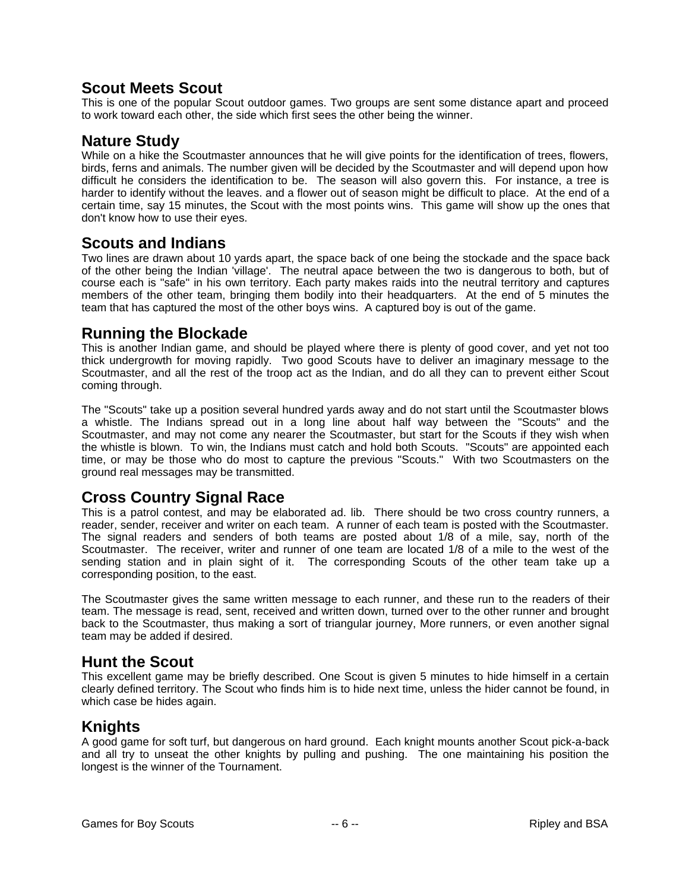## Scout Meets Scout

This is one of the popular Scout outdoor games. Two groups are sent some distance apart and proceed to work toward each other, the side which first sees the other being the winner.

## Nature Study

While on a hike the Scoutmaster announces that he will give points for the identification of trees, flowers, birds, ferns and animals. The number given will be decided by the Scoutmaster and will depend upon how difficult he considers the identification to be. The season will also govern this. For instance, a tree is harder to identify without the leaves. and a flower out of season might be difficult to place. At the end of a certain time, say 15 minutes, the Scout with the most points wins. This game will show up the ones that don't know how to use their eyes.

## Scouts and Indians

Two lines are drawn about 10 yards apart, the space back of one being the stockade and the space back of the other being the Indian 'village'. The neutral apace between the two is dangerous to both, but of course each is "safe" in his own territory. Each party makes raids into the neutral territory and captures members of the other team, bringing them bodily into their headquarters. At the end of 5 minutes the team that has captured the most of the other boys wins. A captured boy is out of the game.

## Running the Blockade

This is another Indian game, and should be played where there is plenty of good cover, and yet not too thick undergrowth for moving rapidly. Two good Scouts have to deliver an imaginary message to the Scoutmaster, and all the rest of the troop act as the Indian, and do all they can to prevent either Scout coming through.

The "Scouts" take up a position several hundred yards away and do not start until the Scoutmaster blows a whistle. The Indians spread out in a long line about half way between the "Scouts" and the Scoutmaster, and may not come any nearer the Scoutmaster, but start for the Scouts if they wish when the whistle is blown. To win, the Indians must catch and hold both Scouts. "Scouts" are appointed each time, or may be those who do most to capture the previous "Scouts." With two Scoutmasters on the ground real messages may be transmitted.

## Cross Country Signal Race

This is a patrol contest, and may be elaborated ad. lib. There should be two cross country runners, a reader, sender, receiver and writer on each team. A runner of each team is posted with the Scoutmaster. The signal readers and senders of both teams are posted about 1/8 of a mile, say, north of the Scoutmaster. The receiver, writer and runner of one team are located 1/8 of a mile to the west of the sending station and in plain sight of it. The corresponding Scouts of the other team take up a corresponding position, to the east.

The Scoutmaster gives the same written message to each runner, and these run to the readers of their team. The message is read, sent, received and written down, turned over to the other runner and brought back to the Scoutmaster, thus making a sort of triangular journey, More runners, or even another signal team may be added if desired.

## Hunt the Scout

This excellent game may be briefly described. One Scout is given 5 minutes to hide himself in a certain clearly defined territory. The Scout who finds him is to hide next time, unless the hider cannot be found, in which case be hides again.

## Knights

A good game for soft turf, but dangerous on hard ground. Each knight mounts another Scout pick-a-back and all try to unseat the other knights by pulling and pushing. The one maintaining his position the longest is the winner of the Tournament.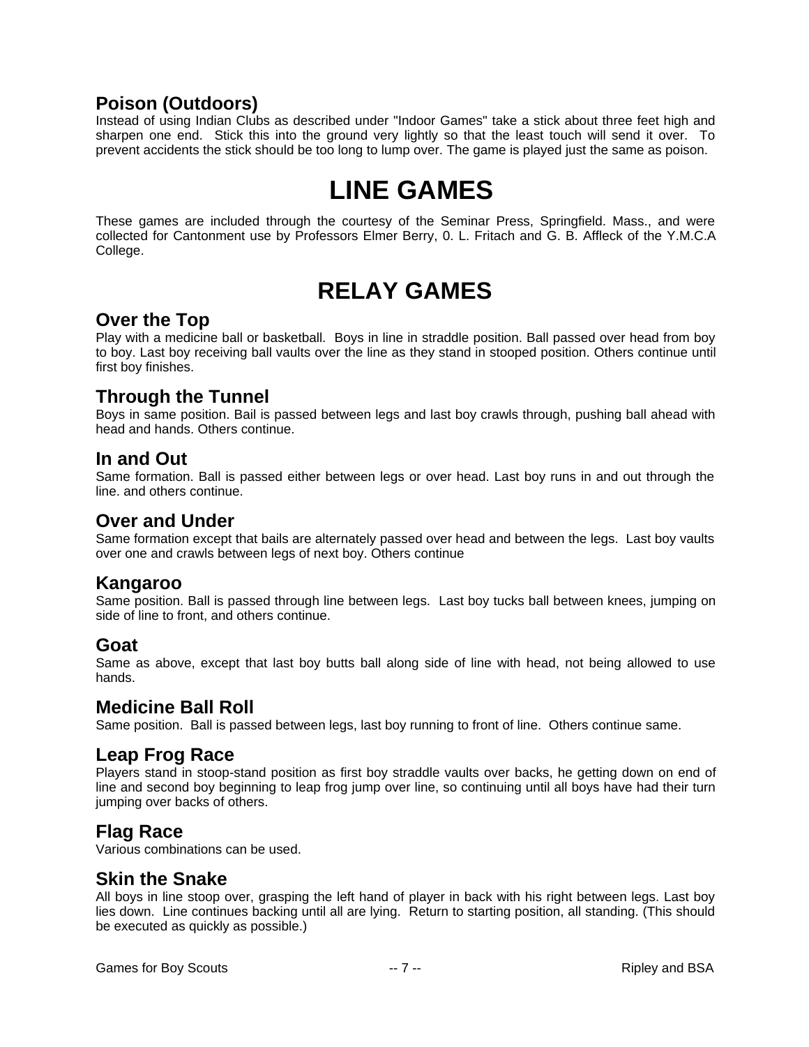### Poison (Outdoors)

Instead of using Indian Clubs as described under "Indoor Games" take a stick about three feet high and sharpen one end. Stick this into the ground very lightly so that the least touch will send it over. To prevent accidents the stick should be too long to lump over. The game is played just the same as poison.

# LINE GAMES

These games are included through the courtesy of the Seminar Press, Springfield. Mass., and were collected for Cantonment use by Professors Elmer Berry, 0. L. Fritach and G. B. Affleck of the Y.M.C.A College.

# RELAY GAMES

### Over the Top

Play with a medicine ball or basketball. Boys in line in straddle position. Ball passed over head from boy to boy. Last boy receiving ball vaults over the line as they stand in stooped position. Others continue until first boy finishes.

### Through the Tunnel

Boys in same position. Bail is passed between legs and last boy crawls through, pushing ball ahead with head and hands. Others continue.

### In and Out

Same formation. Ball is passed either between legs or over head. Last boy runs in and out through the line. and others continue.

### Over and Under

Same formation except that bails are alternately passed over head and between the legs. Last boy vaults over one and crawls between legs of next boy. Others continue

### Kangaroo

Same position. Ball is passed through line between legs. Last boy tucks ball between knees, jumping on side of line to front, and others continue.

### Goat

Same as above, except that last boy butts ball along side of line with head, not being allowed to use hands.

### Medicine Ball Roll

Same position. Ball is passed between legs, last boy running to front of line. Others continue same.

### Leap Frog Race

Players stand in stoop-stand position as first boy straddle vaults over backs, he getting down on end of line and second boy beginning to leap frog jump over line, so continuing until all boys have had their turn jumping over backs of others.

### Flag Race

Various combinations can be used.

### Skin the Snake

All boys in line stoop over, grasping the left hand of player in back with his right between legs. Last boy lies down. Line continues backing until all are lying. Return to starting position, all standing. (This should be executed as quickly as possible.)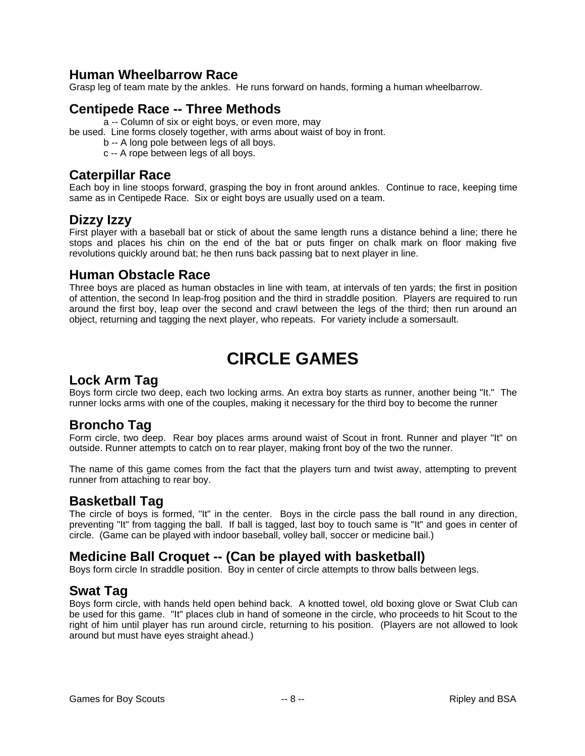### Human Wheelbarrow Race

Grasp leg of team mate by the ankles. He runs forward on hands, forming a human wheelbarrow.

### Centipede Race -- Three Methods

a -- Column of six or eight boys, or even more, may be used. Line forms closely together, with arms about waist of boy in front.

b -- A long pole between legs of all boys.

c -- A rope between legs of all boys.

### Caterpillar Race

Each boy in line stoops forward, grasping the boy in front around ankles. Continue to race, keeping time same as in Centipede Race. Six or eight boys are usually used on a team.

### Dizzy Izzy

First player with a baseball bat or stick of about the same length runs a distance behind a line; there he stops and places his chin on the end of the bat or puts finger on chalk mark on floor making five revolutions quickly around bat; he then runs back passing bat to next player in line.

### Human Obstacle Race

Three boys are placed as human obstacles in line with team, at intervals of ten yards; the first in position of attention, the second In leap-frog position and the third in straddle position. Players are required to run around the first boy, leap over the second and crawl between the legs of the third; then run around an object, returning and tagging the next player, who repeats. For variety include a somersault.

## CIRCLE GAMES

### Lock Arm Tag

Boys form circle two deep, each two locking arms. An extra boy starts as runner, another being "It." The runner locks arms with one of the couples, making it necessary for the third boy to become the runner

### Broncho Tag

Form circle, two deep. Rear boy places arms around waist of Scout in front. Runner and player "It" on outside. Runner attempts to catch on to rear player, making front boy of the two the runner.

The name of this game comes from the fact that the players turn and twist away, attempting to prevent runner from attaching to rear boy.

### Basketball Tag

The circle of boys is formed, "It" in the center. Boys in the circle pass the ball round in any direction, preventing "It" from tagging the ball. If ball is tagged, last boy to touch same is "It" and goes in center of circle. (Game can be played with indoor baseball, volley ball, soccer or medicine bail.)

### Medicine Ball Croquet -- (Can be played with basketball)

Boys form circle In straddle position. Boy in center of circle attempts to throw balls between legs.

### Swat Tag

Boys form circle, with hands held open behind back. A knotted towel, old boxing glove or Swat Club can be used for this game. "It" places club in hand of someone in the circle, who proceeds to hit Scout to the right of him until player has run around circle, returning to his position. (Players are not allowed to look around but must have eyes straight ahead.)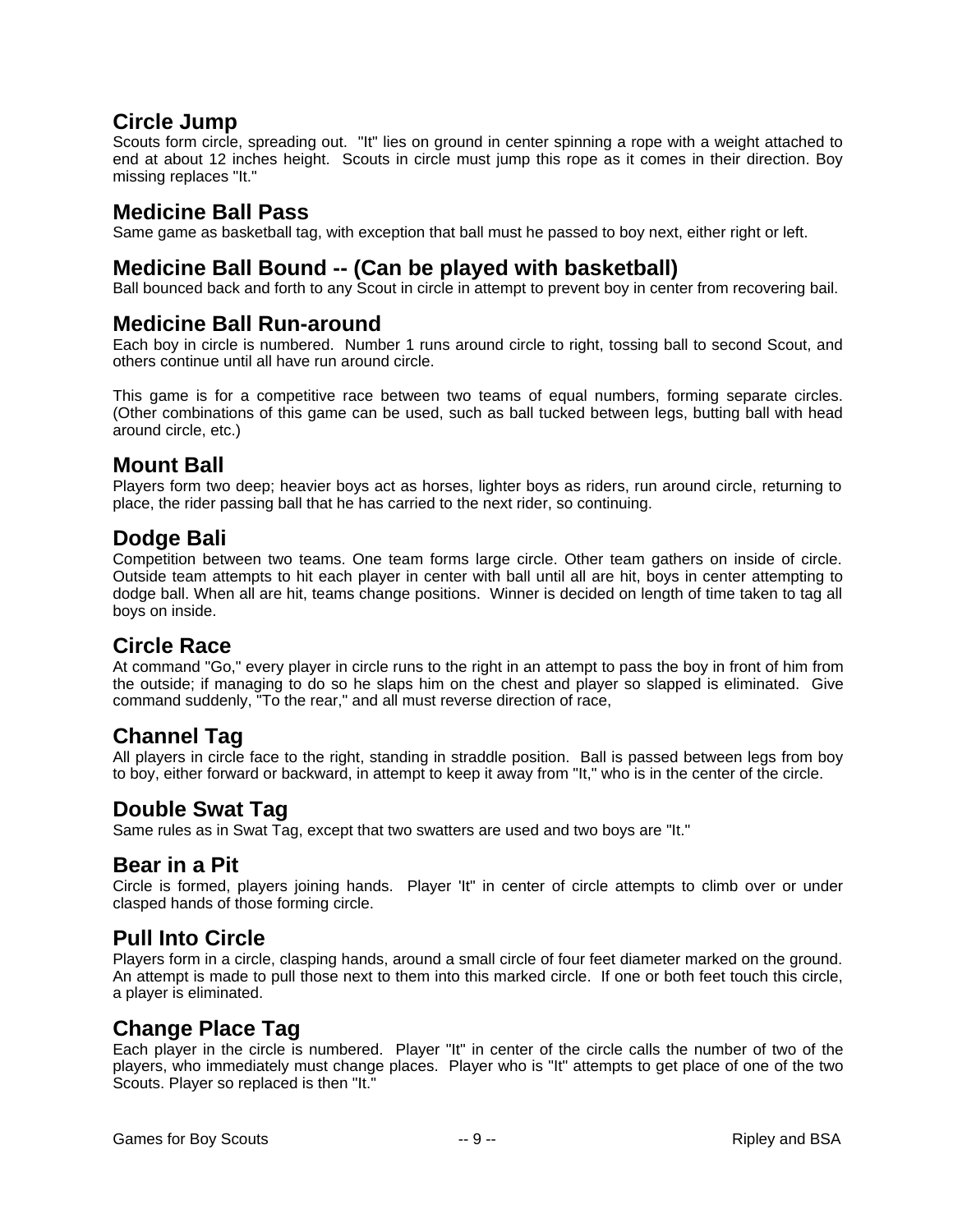## Circle Jump

Scouts form circle, spreading out. "It" lies on ground in center spinning a rope with a weight attached to end at about 12 inches height. Scouts in circle must jump this rope as it comes in their direction. Boy missing replaces "It."

## Medicine Ball Pass

Same game as basketball tag, with exception that ball must he passed to boy next, either right or left.

## Medicine Ball Bound -- (Can be played with basketball)

Ball bounced back and forth to any Scout in circle in attempt to prevent boy in center from recovering bail.

## Medicine Ball Run-around

Each boy in circle is numbered. Number 1 runs around circle to right, tossing ball to second Scout, and others continue until all have run around circle.

This game is for a competitive race between two teams of equal numbers, forming separate circles. (Other combinations of this game can be used, such as ball tucked between legs, butting ball with head around circle, etc.)

## Mount Ball

Players form two deep; heavier boys act as horses, lighter boys as riders, run around circle, returning to place, the rider passing ball that he has carried to the next rider, so continuing.

## Dodge Bali

Competition between two teams. One team forms large circle. Other team gathers on inside of circle. Outside team attempts to hit each player in center with ball until all are hit, boys in center attempting to dodge ball. When all are hit, teams change positions. Winner is decided on length of time taken to tag all boys on inside.

## Circle Race

At command "Go," every player in circle runs to the right in an attempt to pass the boy in front of him from the outside; if managing to do so he slaps him on the chest and player so slapped is eliminated. Give command suddenly, "To the rear," and all must reverse direction of race,

## Channel Tag

All players in circle face to the right, standing in straddle position. Ball is passed between legs from boy to boy, either forward or backward, in attempt to keep it away from "It," who is in the center of the circle.

## Double Swat Tag

Same rules as in Swat Tag, except that two swatters are used and two boys are "It."

## Bear in a Pit

Circle is formed, players joining hands. Player 'It" in center of circle attempts to climb over or under clasped hands of those forming circle.

## Pull Into Circle

Players form in a circle, clasping hands, around a small circle of four feet diameter marked on the ground. An attempt is made to pull those next to them into this marked circle. If one or both feet touch this circle, a player is eliminated.

## Change Place Tag

Each player in the circle is numbered. Player "It" in center of the circle calls the number of two of the players, who immediately must change places. Player who is "It" attempts to get place of one of the two Scouts. Player so replaced is then "It."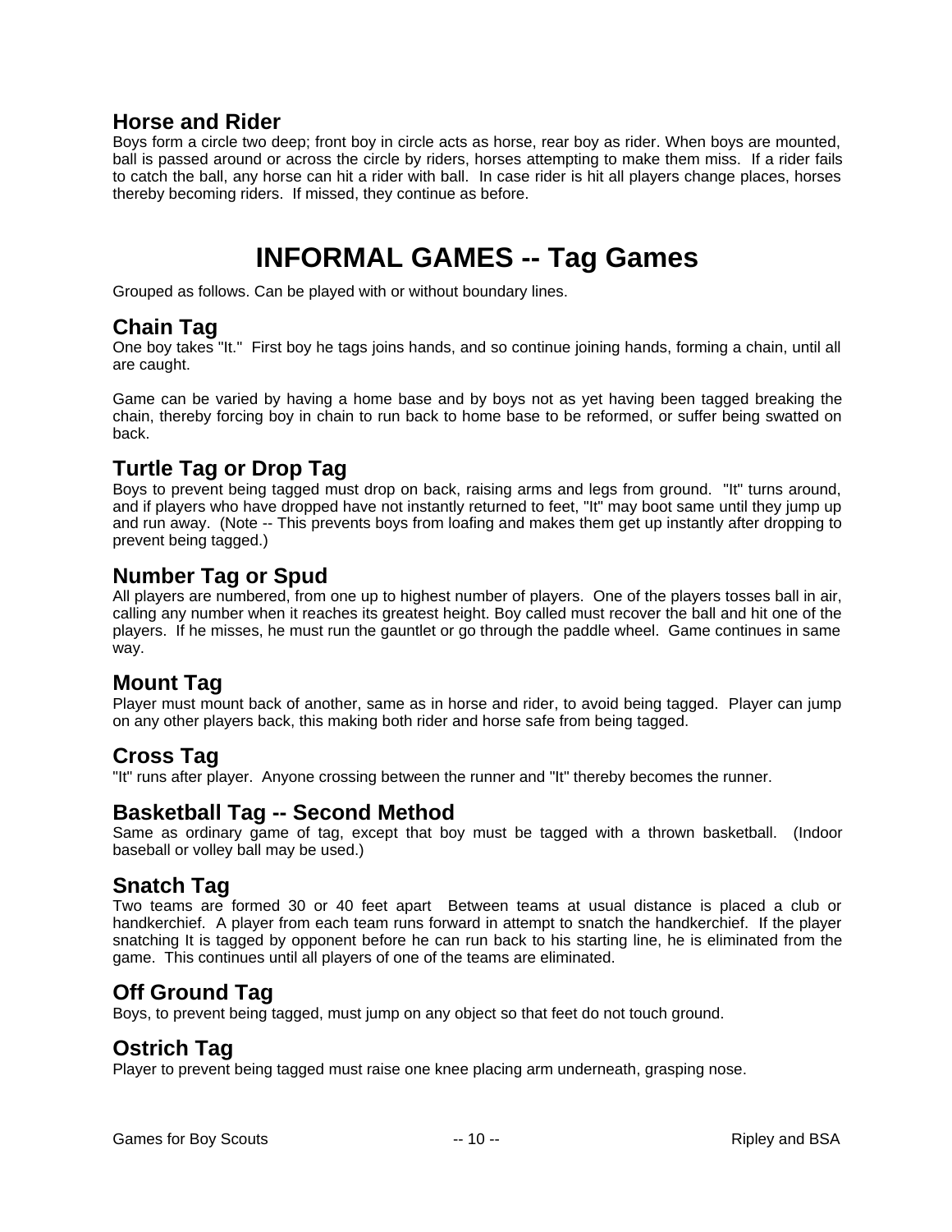### Horse and Rider

Boys form a circle two deep; front boy in circle acts as horse, rear boy as rider. When boys are mounted, ball is passed around or across the circle by riders, horses attempting to make them miss. If a rider fails to catch the ball, any horse can hit a rider with ball. In case rider is hit all players change places, horses thereby becoming riders. If missed, they continue as before.

# INFORMAL GAMES -- Tag Games

Grouped as follows. Can be played with or without boundary lines.

### Chain Tag

One boy takes "It." First boy he tags joins hands, and so continue joining hands, forming a chain, until all are caught.

Game can be varied by having a home base and by boys not as yet having been tagged breaking the chain, thereby forcing boy in chain to run back to home base to be reformed, or suffer being swatted on back.

### Turtle Tag or Drop Tag

Boys to prevent being tagged must drop on back, raising arms and legs from ground. "It" turns around, and if players who have dropped have not instantly returned to feet, "It" may boot same until they jump up and run away. (Note -- This prevents boys from loafing and makes them get up instantly after dropping to prevent being tagged.)

### Number Tag or Spud

All players are numbered, from one up to highest number of players. One of the players tosses ball in air, calling any number when it reaches its greatest height. Boy called must recover the ball and hit one of the players. If he misses, he must run the gauntlet or go through the paddle wheel. Game continues in same way.

### Mount Tag

Player must mount back of another, same as in horse and rider, to avoid being tagged. Player can jump on any other players back, this making both rider and horse safe from being tagged.

### Cross Tag

"It" runs after player. Anyone crossing between the runner and "It" thereby becomes the runner.

### Basketball Tag -- Second Method

Same as ordinary game of tag, except that boy must be tagged with a thrown basketball. (Indoor baseball or volley ball may be used.)

### Snatch Tag

Two teams are formed 30 or 40 feet apart Between teams at usual distance is placed a club or handkerchief. A player from each team runs forward in attempt to snatch the handkerchief. If the player snatching It is tagged by opponent before he can run back to his starting line, he is eliminated from the game. This continues until all players of one of the teams are eliminated.

### Off Ground Tag

Boys, to prevent being tagged, must jump on any object so that feet do not touch ground.

### Ostrich Tag

Player to prevent being tagged must raise one knee placing arm underneath, grasping nose.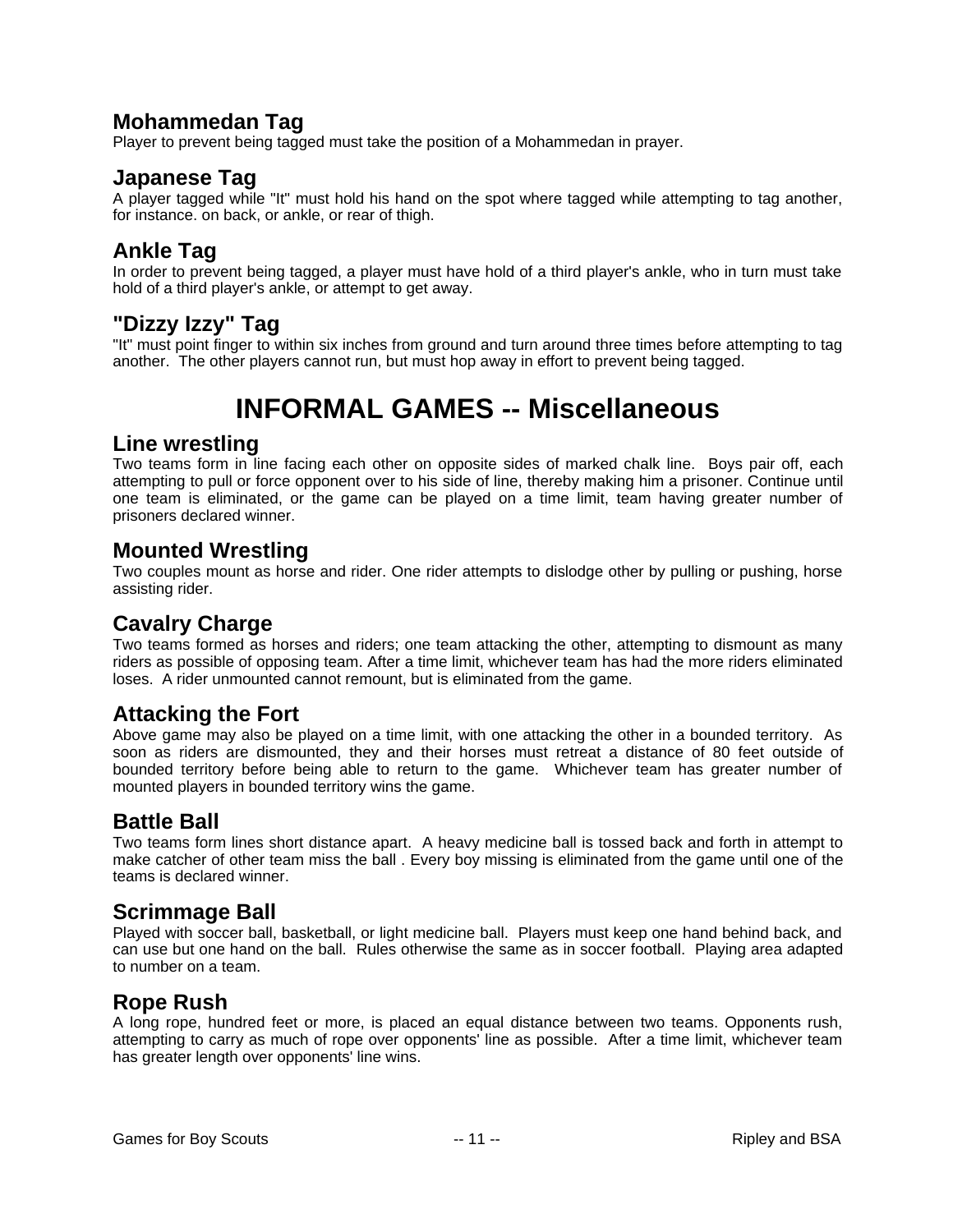### Mohammedan Tag

Player to prevent being tagged must take the position of a Mohammedan in prayer.

### Japanese Tag

A player tagged while "It" must hold his hand on the spot where tagged while attempting to tag another, for instance. on back, or ankle, or rear of thigh.

### Ankle Tag

In order to prevent being tagged, a player must have hold of a third player's ankle, who in turn must take hold of a third player's ankle, or attempt to get away.

### "Dizzy Izzy" Tag

"It" must point finger to within six inches from ground and turn around three times before attempting to tag another. The other players cannot run, but must hop away in effort to prevent being tagged.

## INFORMAL GAMES -- Miscellaneous

### Line wrestling

Two teams form in line facing each other on opposite sides of marked chalk line. Boys pair off, each attempting to pull or force opponent over to his side of line, thereby making him a prisoner. Continue until one team is eliminated, or the game can be played on a time limit, team having greater number of prisoners declared winner.

### Mounted Wrestling

Two couples mount as horse and rider. One rider attempts to dislodge other by pulling or pushing, horse assisting rider.

### Cavalry Charge

Two teams formed as horses and riders; one team attacking the other, attempting to dismount as many riders as possible of opposing team. After a time limit, whichever team has had the more riders eliminated loses. A rider unmounted cannot remount, but is eliminated from the game.

### Attacking the Fort

Above game may also be played on a time limit, with one attacking the other in a bounded territory. As soon as riders are dismounted, they and their horses must retreat a distance of 80 feet outside of bounded territory before being able to return to the game. Whichever team has greater number of mounted players in bounded territory wins the game.

### Battle Ball

Two teams form lines short distance apart. A heavy medicine ball is tossed back and forth in attempt to make catcher of other team miss the ball . Every boy missing is eliminated from the game until one of the teams is declared winner.

### Scrimmage Ball

Played with soccer ball, basketball, or light medicine ball. Players must keep one hand behind back, and can use but one hand on the ball. Rules otherwise the same as in soccer football. Playing area adapted to number on a team.

### Rope Rush

A long rope, hundred feet or more, is placed an equal distance between two teams. Opponents rush, attempting to carry as much of rope over opponents' line as possible. After a time limit, whichever team has greater length over opponents' line wins.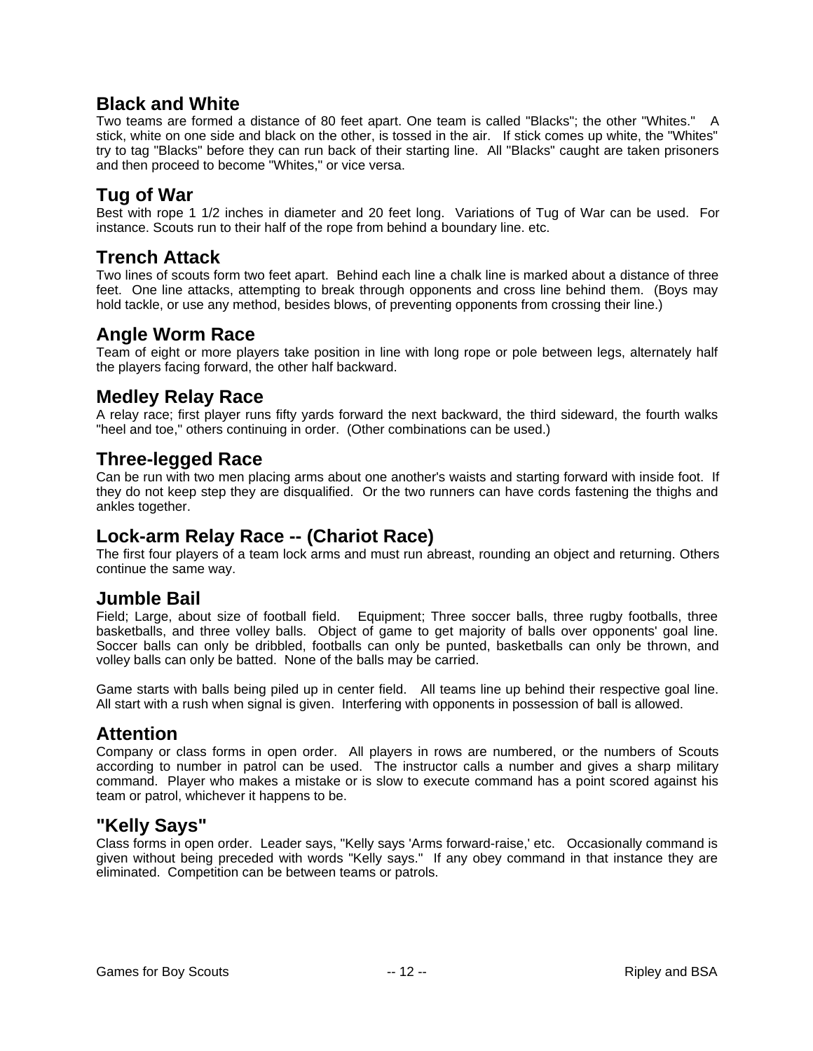## Black and White

Two teams are formed a distance of 80 feet apart. One team is called "Blacks"; the other "Whites." A stick, white on one side and black on the other, is tossed in the air. If stick comes up white, the "Whites" try to tag "Blacks" before they can run back of their starting line. All "Blacks" caught are taken prisoners and then proceed to become "Whites," or vice versa.

## Tug of War

Best with rope 1 1/2 inches in diameter and 20 feet long. Variations of Tug of War can be used. For instance. Scouts run to their half of the rope from behind a boundary line. etc.

## Trench Attack

Two lines of scouts form two feet apart. Behind each line a chalk line is marked about a distance of three feet. One line attacks, attempting to break through opponents and cross line behind them. (Boys may hold tackle, or use any method, besides blows, of preventing opponents from crossing their line.)

## Angle Worm Race

Team of eight or more players take position in line with long rope or pole between legs, alternately half the players facing forward, the other half backward.

## Medley Relay Race

A relay race; first player runs fifty yards forward the next backward, the third sideward, the fourth walks "heel and toe," others continuing in order. (Other combinations can be used.)

## Three-legged Race

Can be run with two men placing arms about one another's waists and starting forward with inside foot. If they do not keep step they are disqualified. Or the two runners can have cords fastening the thighs and ankles together.

## Lock-arm Relay Race -- (Chariot Race)

The first four players of a team lock arms and must run abreast, rounding an object and returning. Others continue the same way.

## Jumble Bail

Field; Large, about size of football field. Equipment; Three soccer balls, three rugby footballs, three basketballs, and three volley balls. Object of game to get majority of balls over opponents' goal line. Soccer balls can only be dribbled, footballs can only be punted, basketballs can only be thrown, and volley balls can only be batted. None of the balls may be carried.

Game starts with balls being piled up in center field. All teams line up behind their respective goal line. All start with a rush when signal is given. Interfering with opponents in possession of ball is allowed.

## Attention

Company or class forms in open order. All players in rows are numbered, or the numbers of Scouts according to number in patrol can be used. The instructor calls a number and gives a sharp military command. Player who makes a mistake or is slow to execute command has a point scored against his team or patrol, whichever it happens to be.

## "Kelly Says"

Class forms in open order. Leader says, "Kelly says 'Arms forward-raise,' etc. Occasionally command is given without being preceded with words "Kelly says." If any obey command in that instance they are eliminated. Competition can be between teams or patrols.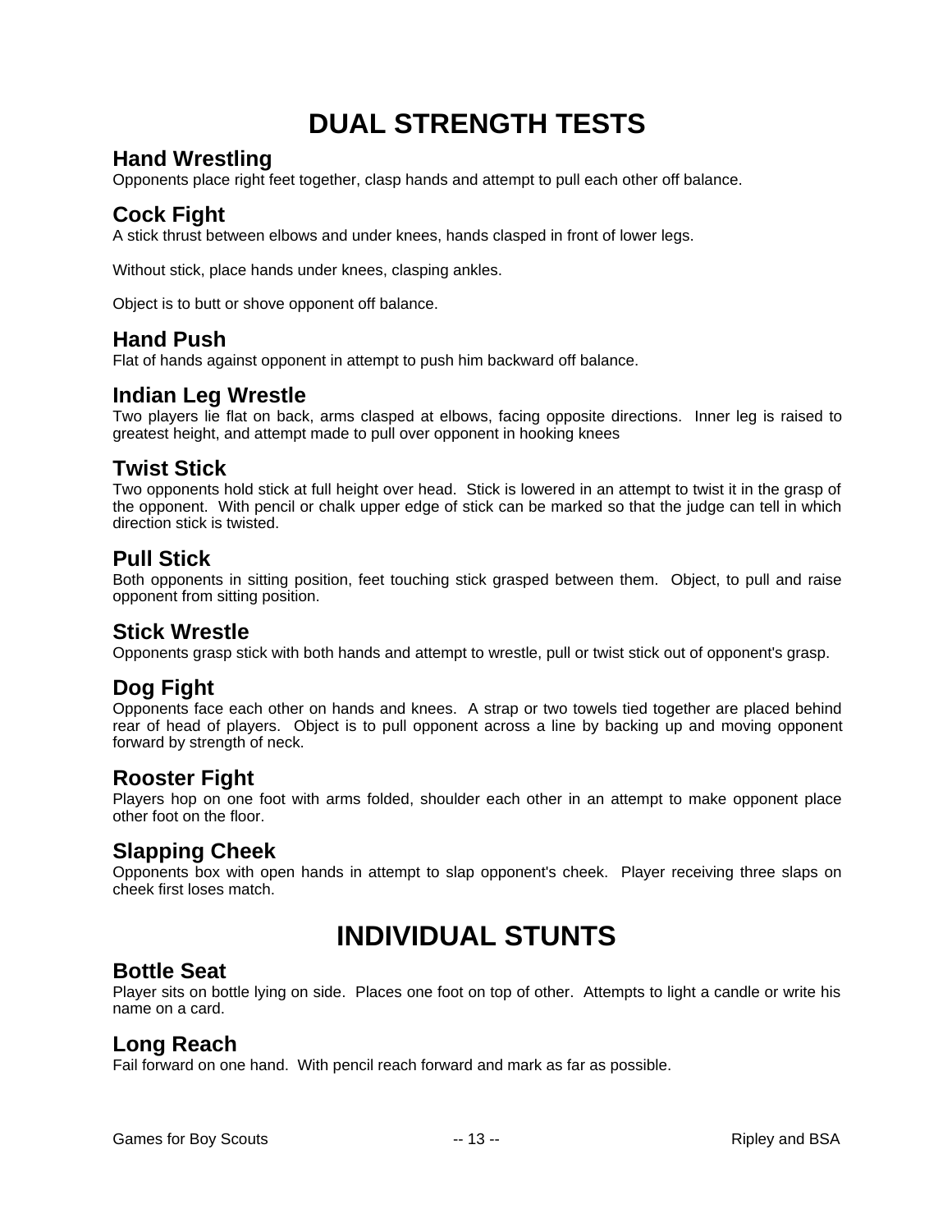# DUAL STRENGTH TESTS

## Hand Wrestling

Opponents place right feet together, clasp hands and attempt to pull each other off balance.

## Cock Fight

A stick thrust between elbows and under knees, hands clasped in front of lower legs.

Without stick, place hands under knees, clasping ankles.

Object is to butt or shove opponent off balance.

## Hand Push

Flat of hands against opponent in attempt to push him backward off balance.

## Indian Leg Wrestle

Two players lie flat on back, arms clasped at elbows, facing opposite directions. Inner leg is raised to greatest height, and attempt made to pull over opponent in hooking knees

## Twist Stick

Two opponents hold stick at full height over head. Stick is lowered in an attempt to twist it in the grasp of the opponent. With pencil or chalk upper edge of stick can be marked so that the judge can tell in which direction stick is twisted.

## Pull Stick

Both opponents in sitting position, feet touching stick grasped between them. Object, to pull and raise opponent from sitting position.

## Stick Wrestle

Opponents grasp stick with both hands and attempt to wrestle, pull or twist stick out of opponent's grasp.

## Dog Fight

Opponents face each other on hands and knees. A strap or two towels tied together are placed behind rear of head of players. Object is to pull opponent across a line by backing up and moving opponent forward by strength of neck.

## Rooster Fight

Players hop on one foot with arms folded, shoulder each other in an attempt to make opponent place other foot on the floor.

## Slapping Cheek

Opponents box with open hands in attempt to slap opponent's cheek. Player receiving three slaps on cheek first loses match.

# INDIVIDUAL STUNTS

## Bottle Seat

Player sits on bottle lying on side. Places one foot on top of other. Attempts to light a candle or write his name on a card.

## Long Reach

Fail forward on one hand. With pencil reach forward and mark as far as possible.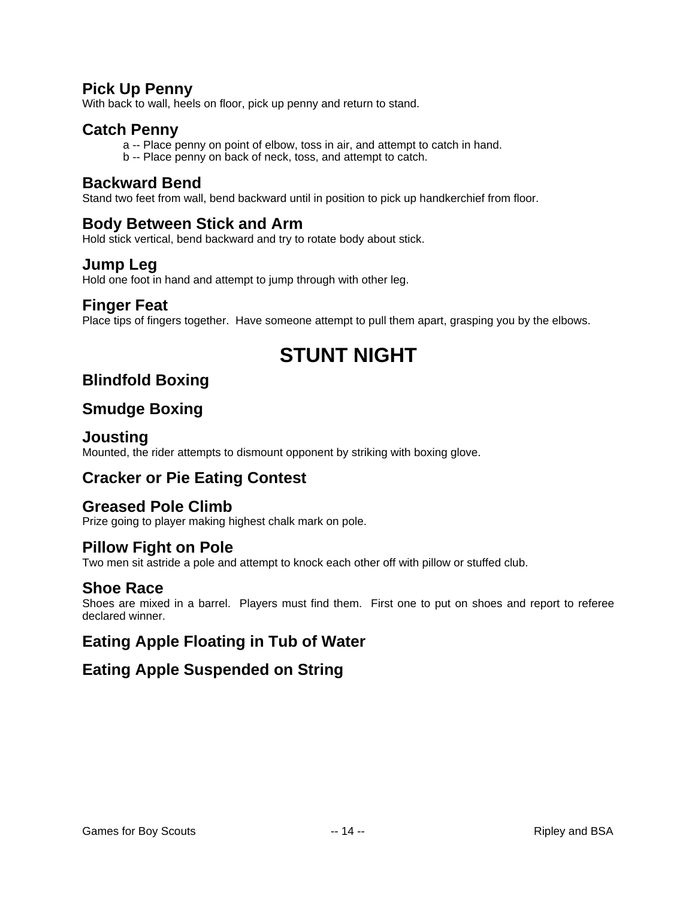### Pick Up Penny
With back to wall, heels on floor, pick up penny and return to stand.

### Catch Penny
a -- Place penny on point of elbow, toss in air, and attempt to catch in hand.
b -- Place penny on back of neck, toss, and attempt to catch.

### Backward Bend
Stand two feet from wall, bend backward until in position to pick up handkerchief from floor.

### Body Between Stick and Arm
Hold stick vertical, bend backward and try to rotate body about stick.

### Jump Leg
Hold one foot in hand and attempt to jump through with other leg.

### Finger Feat
Place tips of fingers together. Have someone attempt to pull them apart, grasping you by the elbows.

# STUNT NIGHT

### Blindfold Boxing

### Smudge Boxing

### Jousting
Mounted, the rider attempts to dismount opponent by striking with boxing glove.

### Cracker or Pie Eating Contest

### Greased Pole Climb
Prize going to player making highest chalk mark on pole.

### Pillow Fight on Pole
Two men sit astride a pole and attempt to knock each other off with pillow or stuffed club.

### Shoe Race
Shoes are mixed in a barrel. Players must find them. First one to put on shoes and report to referee declared winner.

### Eating Apple Floating in Tub of Water

### Eating Apple Suspended on String